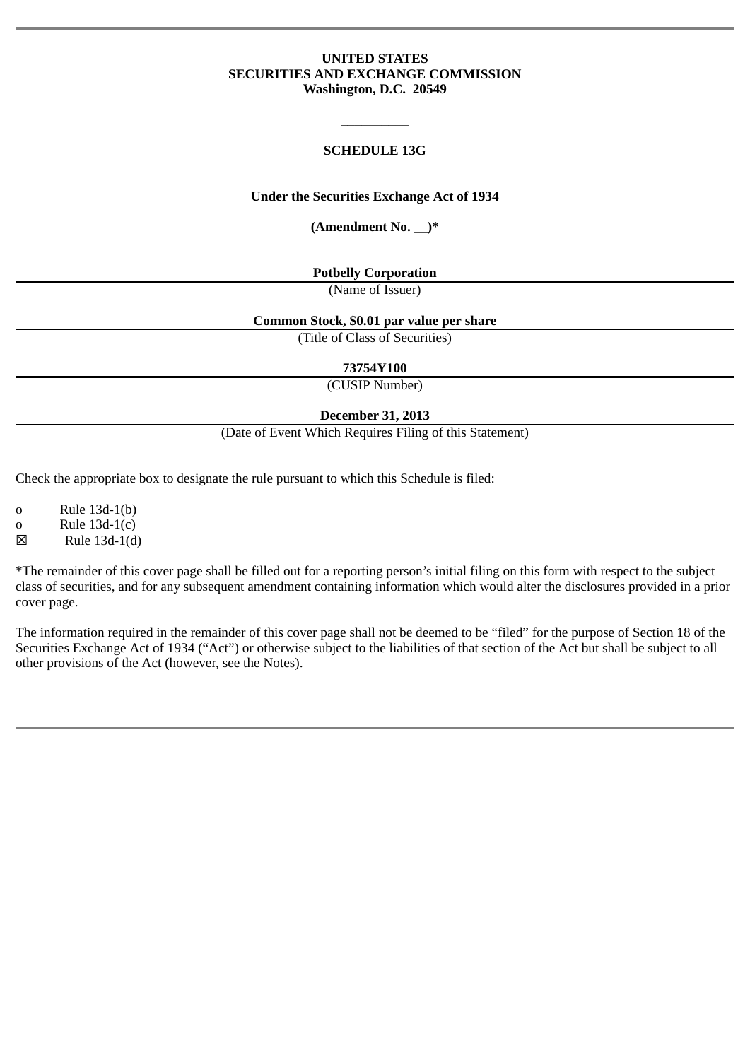**UNITED STATES**
**SECURITIES AND EXCHANGE COMMISSION**
**Washington, D.C. 20549**

**__________**

# SCHEDULE 13G

**Under the Securities Exchange Act of 1934**

**(Amendment No. __)***

**Potbelly Corporation**
(Name of Issuer)

**Common Stock, $0.01 par value per share**
(Title of Class of Securities)

**73754Y100**
(CUSIP Number)

**December 31, 2013**
(Date of Event Which Requires Filing of this Statement)

Check the appropriate box to designate the rule pursuant to which this Schedule is filed:

o Rule 13d-1(b)
o Rule 13d-1(c)
☒ Rule 13d-1(d)

*The remainder of this cover page shall be filled out for a reporting person's initial filing on this form with respect to the subject class of securities, and for any subsequent amendment containing information which would alter the disclosures provided in a prior cover page.

The information required in the remainder of this cover page shall not be deemed to be "filed" for the purpose of Section 18 of the Securities Exchange Act of 1934 ("Act") or otherwise subject to the liabilities of that section of the Act but shall be subject to all other provisions of the Act (however, see the Notes).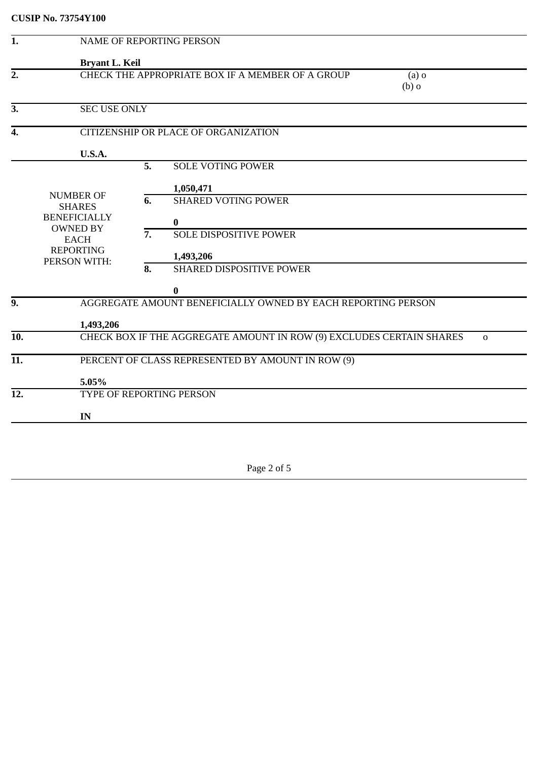**CUSIP No. 73754Y100**

| | | | |
|---|---|---|---|
| 1. | NAME OF REPORTING PERSON<br><br>**Bryant L. Keil** | | |
| 2. | CHECK THE APPROPRIATE BOX IF A MEMBER OF A GROUP | | (a) o<br>(b) o |
| 3. | SEC USE ONLY | | |
| 4. | CITIZENSHIP OR PLACE OF ORGANIZATION<br><br>**U.S.A.** | | |
| NUMBER OF SHARES BENEFICIALLY OWNED BY EACH REPORTING PERSON WITH: | 5. | SOLE VOTING POWER<br><br>**1,050,471** | |
| | 6. | SHARED VOTING POWER<br><br>**0** | |
| | 7. | SOLE DISPOSITIVE POWER<br><br>**1,493,206** | |
| | 8. | SHARED DISPOSITIVE POWER<br><br>**0** | |
| 9. | AGGREGATE AMOUNT BENEFICIALLY OWNED BY EACH REPORTING PERSON<br><br>**1,493,206** | | |
| 10. | CHECK BOX IF THE AGGREGATE AMOUNT IN ROW (9) EXCLUDES CERTAIN SHARES | | o |
| 11. | PERCENT OF CLASS REPRESENTED BY AMOUNT IN ROW (9)<br><br>**5.05%** | | |
| 12. | TYPE OF REPORTING PERSON<br><br>**IN** | | |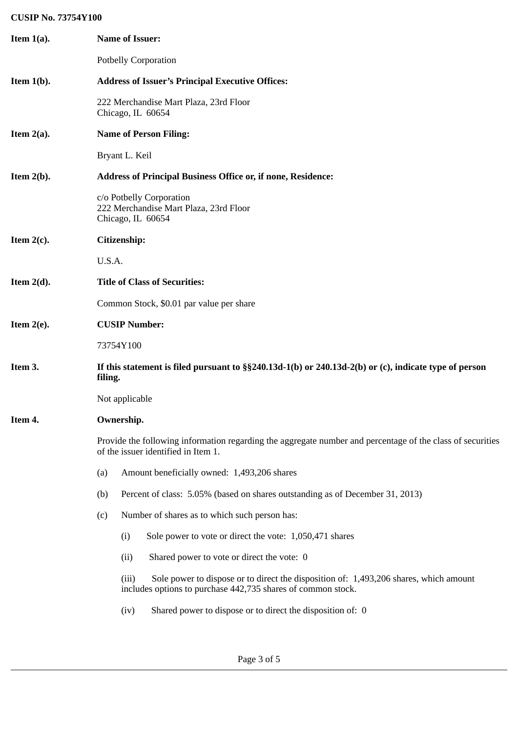**CUSIP No. 73754Y100**

**Item 1(a). Name of Issuer:**

Potbelly Corporation

**Item 1(b). Address of Issuer's Principal Executive Offices:**

222 Merchandise Mart Plaza, 23rd Floor
Chicago, IL 60654

**Item 2(a). Name of Person Filing:**

Bryant L. Keil

**Item 2(b). Address of Principal Business Office or, if none, Residence:**

c/o Potbelly Corporation
222 Merchandise Mart Plaza, 23rd Floor
Chicago, IL 60654

**Item 2(c). Citizenship:**

U.S.A.

**Item 2(d). Title of Class of Securities:**

Common Stock, $0.01 par value per share

**Item 2(e). CUSIP Number:**

73754Y100

**Item 3. If this statement is filed pursuant to §§240.13d-1(b) or 240.13d-2(b) or (c), indicate type of person filing.**

Not applicable

**Item 4. Ownership.**

Provide the following information regarding the aggregate number and percentage of the class of securities of the issuer identified in Item 1.

(a) Amount beneficially owned: 1,493,206 shares

(b) Percent of class: 5.05% (based on shares outstanding as of December 31, 2013)

(c) Number of shares as to which such person has:

(i) Sole power to vote or direct the vote: 1,050,471 shares

(ii) Shared power to vote or direct the vote: 0

(iii) Sole power to dispose or to direct the disposition of: 1,493,206 shares, which amount includes options to purchase 442,735 shares of common stock.

(iv) Shared power to dispose or to direct the disposition of: 0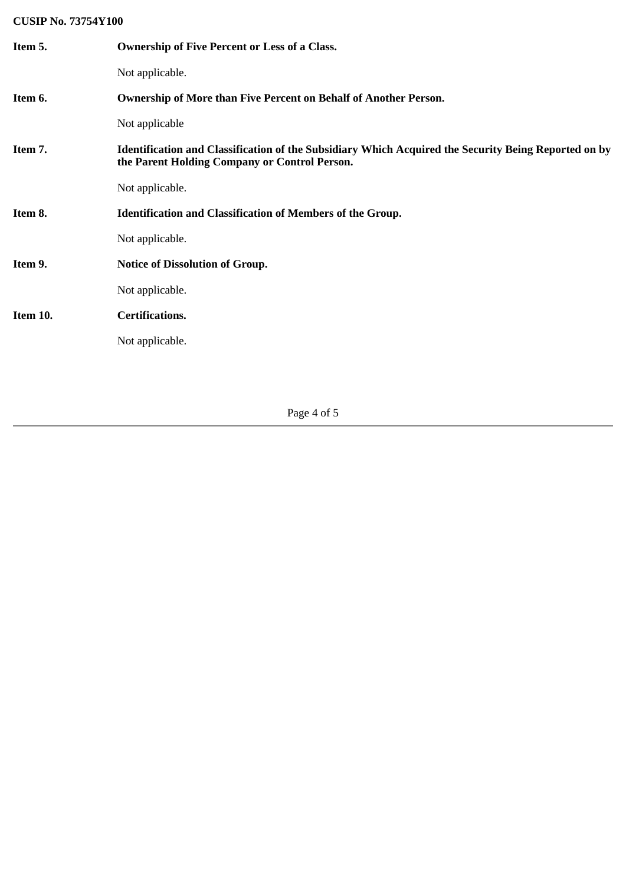CUSIP No. 73754Y100

**Item 5. Ownership of Five Percent or Less of a Class.**

Not applicable.

**Item 6. Ownership of More than Five Percent on Behalf of Another Person.**

Not applicable

**Item 7. Identification and Classification of the Subsidiary Which Acquired the Security Being Reported on by the Parent Holding Company or Control Person.**

Not applicable.

**Item 8. Identification and Classification of Members of the Group.**

Not applicable.

**Item 9. Notice of Dissolution of Group.**

Not applicable.

**Item 10. Certifications.**

Not applicable.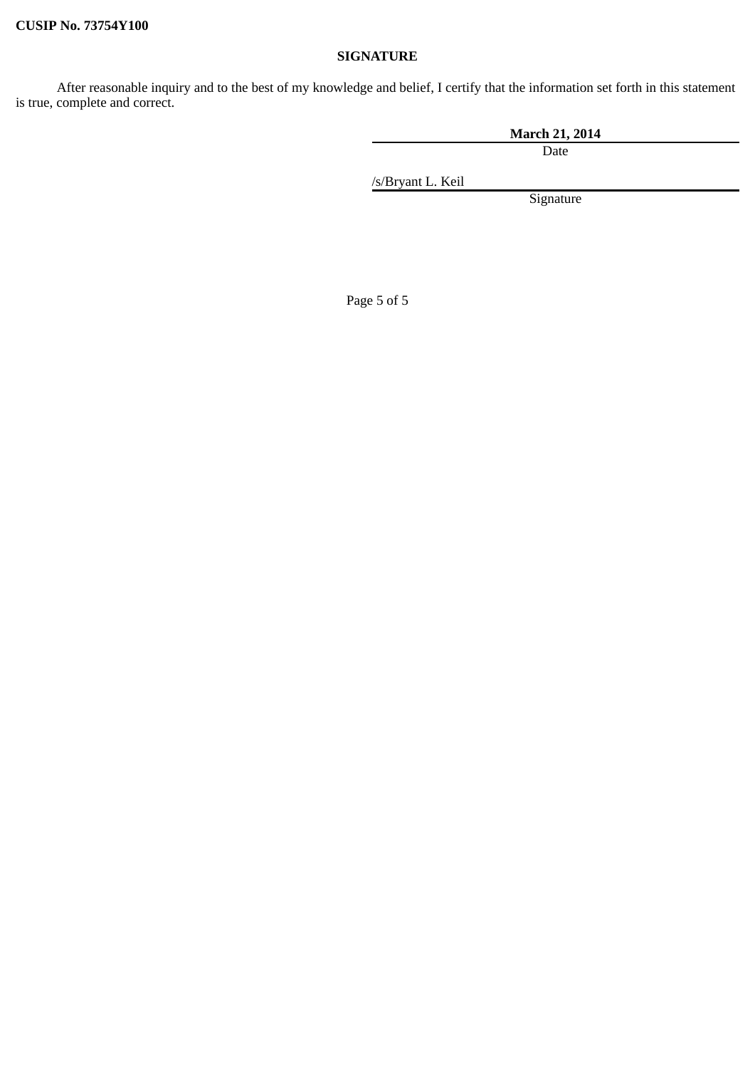**CUSIP No. 73754Y100**

## SIGNATURE

After reasonable inquiry and to the best of my knowledge and belief, I certify that the information set forth in this statement is true, complete and correct.

**March 21, 2014**
Date

/s/Bryant L. Keil
Signature